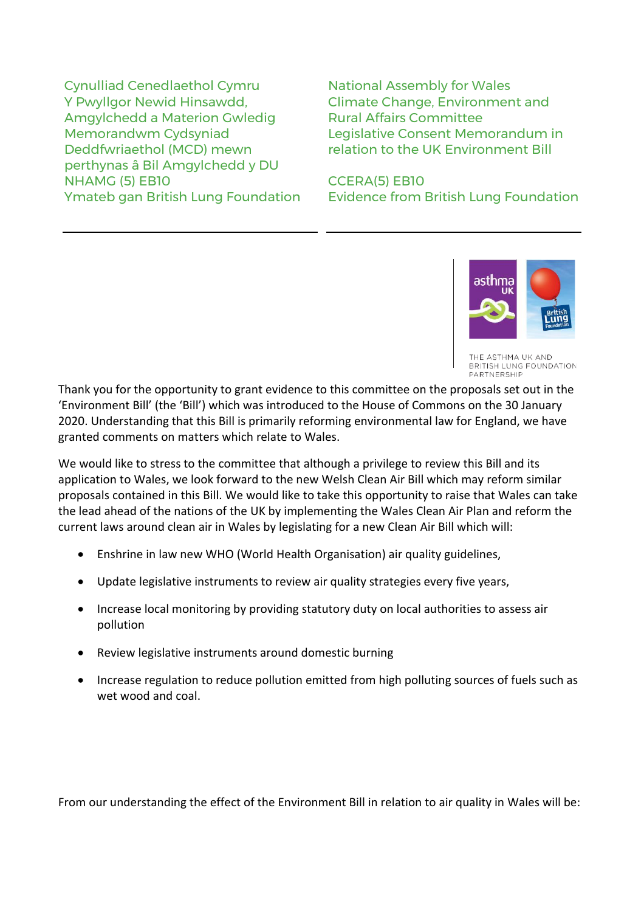Cynulliad Cenedlaethol Cymru
Y Pwyllgor Newid Hinsawdd, Amgylchedd a Materion Gwledig
Memorandwm Cydsyniad Deddfwriaethol (MCD) mewn perthynas â Bil Amgylchedd y DU
NHAMG (5) EB10
Ymateb gan British Lung Foundation

National Assembly for Wales
Climate Change, Environment and Rural Affairs Committee
Legislative Consent Memorandum in relation to the UK Environment Bill

CCERA(5) EB10
Evidence from British Lung Foundation

---

THE ASTHMA UK AND BRITISH LUNG FOUNDATION PARTNERSHIP

Thank you for the opportunity to grant evidence to this committee on the proposals set out in the 'Environment Bill' (the 'Bill') which was introduced to the House of Commons on the 30 January 2020. Understanding that this Bill is primarily reforming environmental law for England, we have granted comments on matters which relate to Wales.

We would like to stress to the committee that although a privilege to review this Bill and its application to Wales, we look forward to the new Welsh Clean Air Bill which may reform similar proposals contained in this Bill. We would like to take this opportunity to raise that Wales can take the lead ahead of the nations of the UK by implementing the Wales Clean Air Plan and reform the current laws around clean air in Wales by legislating for a new Clean Air Bill which will:

- Enshrine in law new WHO (World Health Organisation) air quality guidelines,
- Update legislative instruments to review air quality strategies every five years,
- Increase local monitoring by providing statutory duty on local authorities to assess air pollution
- Review legislative instruments around domestic burning
- Increase regulation to reduce pollution emitted from high polluting sources of fuels such as wet wood and coal.

From our understanding the effect of the Environment Bill in relation to air quality in Wales will be: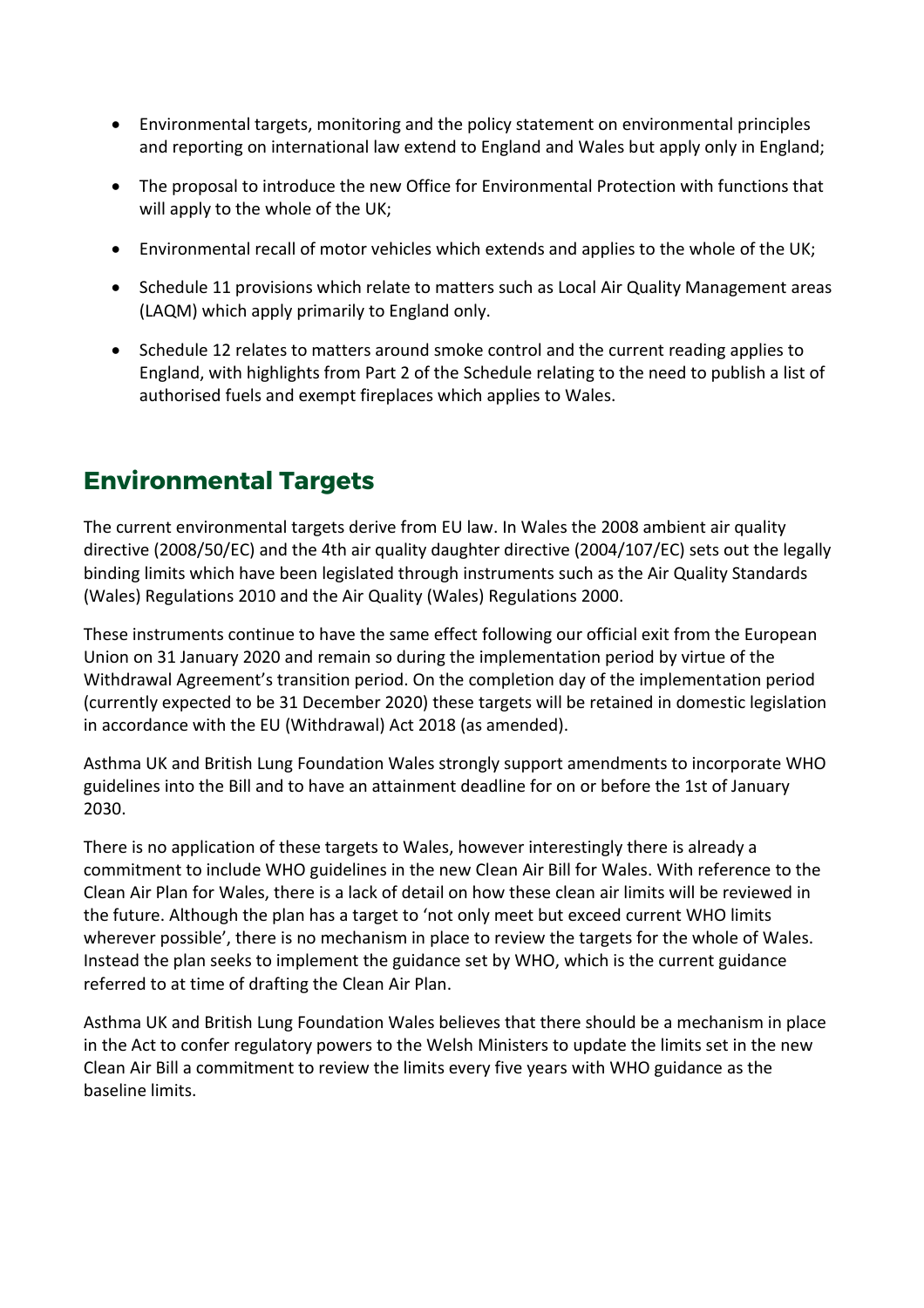- Environmental targets, monitoring and the policy statement on environmental principles and reporting on international law extend to England and Wales but apply only in England;
- The proposal to introduce the new Office for Environmental Protection with functions that will apply to the whole of the UK;
- Environmental recall of motor vehicles which extends and applies to the whole of the UK;
- Schedule 11 provisions which relate to matters such as Local Air Quality Management areas (LAQM) which apply primarily to England only.
- Schedule 12 relates to matters around smoke control and the current reading applies to England, with highlights from Part 2 of the Schedule relating to the need to publish a list of authorised fuels and exempt fireplaces which applies to Wales.

## Environmental Targets

The current environmental targets derive from EU law. In Wales the 2008 ambient air quality directive (2008/50/EC) and the 4th air quality daughter directive (2004/107/EC) sets out the legally binding limits which have been legislated through instruments such as the Air Quality Standards (Wales) Regulations 2010 and the Air Quality (Wales) Regulations 2000.

These instruments continue to have the same effect following our official exit from the European Union on 31 January 2020 and remain so during the implementation period by virtue of the Withdrawal Agreement's transition period. On the completion day of the implementation period (currently expected to be 31 December 2020) these targets will be retained in domestic legislation in accordance with the EU (Withdrawal) Act 2018 (as amended).

Asthma UK and British Lung Foundation Wales strongly support amendments to incorporate WHO guidelines into the Bill and to have an attainment deadline for on or before the 1st of January 2030.

There is no application of these targets to Wales, however interestingly there is already a commitment to include WHO guidelines in the new Clean Air Bill for Wales. With reference to the Clean Air Plan for Wales, there is a lack of detail on how these clean air limits will be reviewed in the future. Although the plan has a target to 'not only meet but exceed current WHO limits wherever possible', there is no mechanism in place to review the targets for the whole of Wales. Instead the plan seeks to implement the guidance set by WHO, which is the current guidance referred to at time of drafting the Clean Air Plan.

Asthma UK and British Lung Foundation Wales believes that there should be a mechanism in place in the Act to confer regulatory powers to the Welsh Ministers to update the limits set in the new Clean Air Bill a commitment to review the limits every five years with WHO guidance as the baseline limits.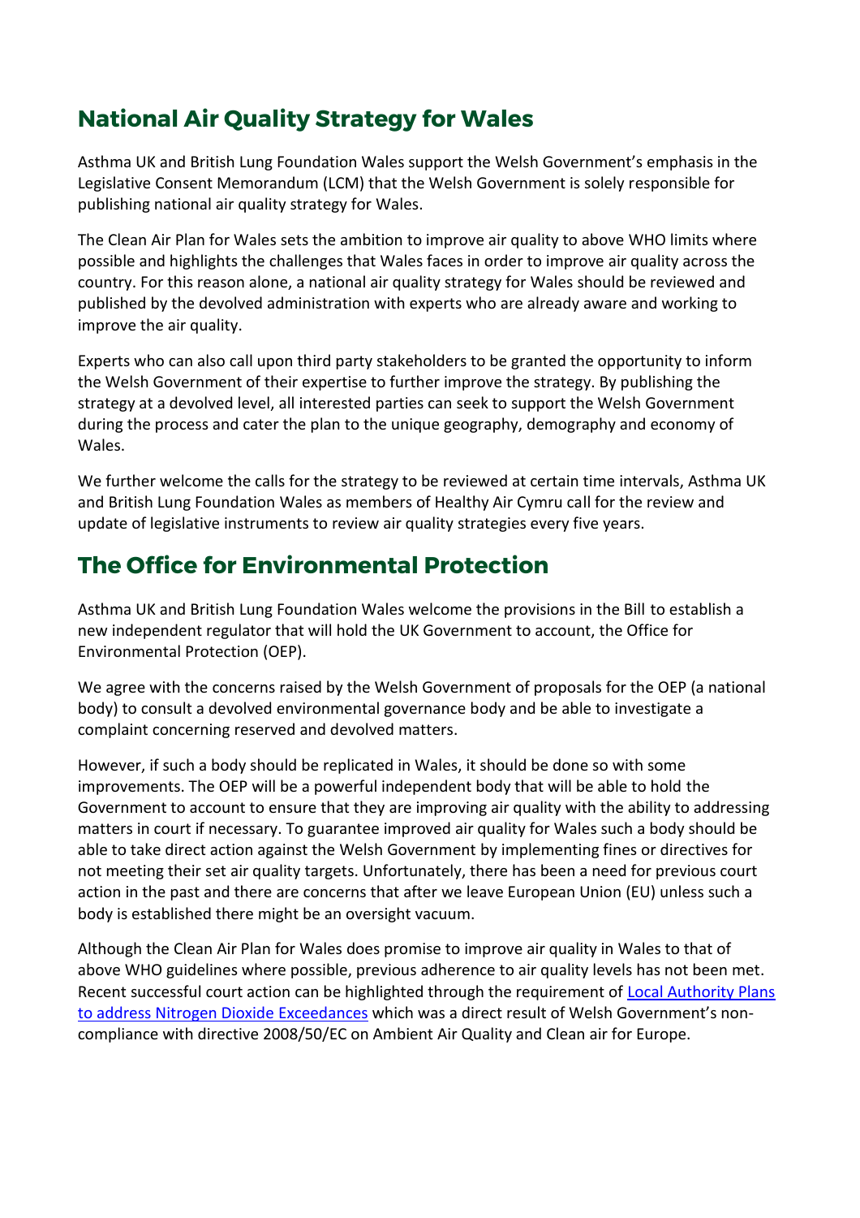## National Air Quality Strategy for Wales

Asthma UK and British Lung Foundation Wales support the Welsh Government's emphasis in the Legislative Consent Memorandum (LCM) that the Welsh Government is solely responsible for publishing national air quality strategy for Wales.

The Clean Air Plan for Wales sets the ambition to improve air quality to above WHO limits where possible and highlights the challenges that Wales faces in order to improve air quality across the country. For this reason alone, a national air quality strategy for Wales should be reviewed and published by the devolved administration with experts who are already aware and working to improve the air quality.

Experts who can also call upon third party stakeholders to be granted the opportunity to inform the Welsh Government of their expertise to further improve the strategy. By publishing the strategy at a devolved level, all interested parties can seek to support the Welsh Government during the process and cater the plan to the unique geography, demography and economy of Wales.

We further welcome the calls for the strategy to be reviewed at certain time intervals, Asthma UK and British Lung Foundation Wales as members of Healthy Air Cymru call for the review and update of legislative instruments to review air quality strategies every five years.

## The Office for Environmental Protection

Asthma UK and British Lung Foundation Wales welcome the provisions in the Bill to establish a new independent regulator that will hold the UK Government to account, the Office for Environmental Protection (OEP).

We agree with the concerns raised by the Welsh Government of proposals for the OEP (a national body) to consult a devolved environmental governance body and be able to investigate a complaint concerning reserved and devolved matters.

However, if such a body should be replicated in Wales, it should be done so with some improvements. The OEP will be a powerful independent body that will be able to hold the Government to account to ensure that they are improving air quality with the ability to addressing matters in court if necessary. To guarantee improved air quality for Wales such a body should be able to take direct action against the Welsh Government by implementing fines or directives for not meeting their set air quality targets. Unfortunately, there has been a need for previous court action in the past and there are concerns that after we leave European Union (EU) unless such a body is established there might be an oversight vacuum.

Although the Clean Air Plan for Wales does promise to improve air quality in Wales to that of above WHO guidelines where possible, previous adherence to air quality levels has not been met. Recent successful court action can be highlighted through the requirement of Local Authority Plans to address Nitrogen Dioxide Exceedances which was a direct result of Welsh Government's non-compliance with directive 2008/50/EC on Ambient Air Quality and Clean air for Europe.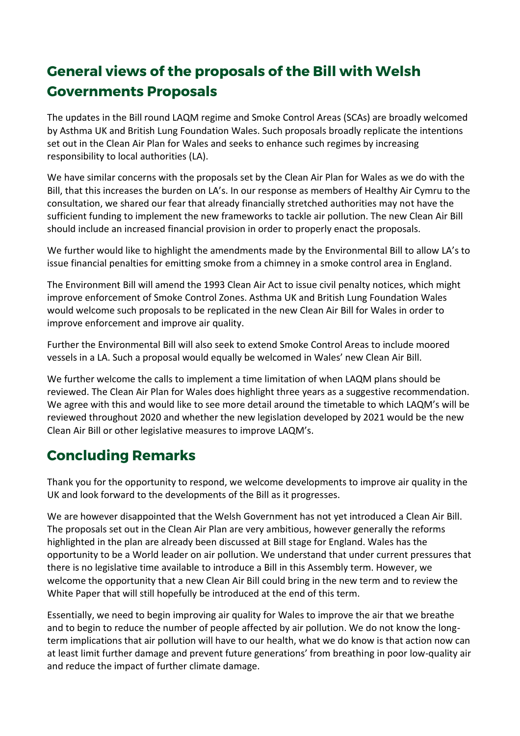## General views of the proposals of the Bill with Welsh Governments Proposals

The updates in the Bill round LAQM regime and Smoke Control Areas (SCAs) are broadly welcomed by Asthma UK and British Lung Foundation Wales. Such proposals broadly replicate the intentions set out in the Clean Air Plan for Wales and seeks to enhance such regimes by increasing responsibility to local authorities (LA).

We have similar concerns with the proposals set by the Clean Air Plan for Wales as we do with the Bill, that this increases the burden on LA's. In our response as members of Healthy Air Cymru to the consultation, we shared our fear that already financially stretched authorities may not have the sufficient funding to implement the new frameworks to tackle air pollution. The new Clean Air Bill should include an increased financial provision in order to properly enact the proposals.

We further would like to highlight the amendments made by the Environmental Bill to allow LA's to issue financial penalties for emitting smoke from a chimney in a smoke control area in England.

The Environment Bill will amend the 1993 Clean Air Act to issue civil penalty notices, which might improve enforcement of Smoke Control Zones. Asthma UK and British Lung Foundation Wales would welcome such proposals to be replicated in the new Clean Air Bill for Wales in order to improve enforcement and improve air quality.

Further the Environmental Bill will also seek to extend Smoke Control Areas to include moored vessels in a LA. Such a proposal would equally be welcomed in Wales' new Clean Air Bill.

We further welcome the calls to implement a time limitation of when LAQM plans should be reviewed. The Clean Air Plan for Wales does highlight three years as a suggestive recommendation. We agree with this and would like to see more detail around the timetable to which LAQM's will be reviewed throughout 2020 and whether the new legislation developed by 2021 would be the new Clean Air Bill or other legislative measures to improve LAQM's.

## Concluding Remarks

Thank you for the opportunity to respond, we welcome developments to improve air quality in the UK and look forward to the developments of the Bill as it progresses.

We are however disappointed that the Welsh Government has not yet introduced a Clean Air Bill. The proposals set out in the Clean Air Plan are very ambitious, however generally the reforms highlighted in the plan are already been discussed at Bill stage for England. Wales has the opportunity to be a World leader on air pollution. We understand that under current pressures that there is no legislative time available to introduce a Bill in this Assembly term. However, we welcome the opportunity that a new Clean Air Bill could bring in the new term and to review the White Paper that will still hopefully be introduced at the end of this term.

Essentially, we need to begin improving air quality for Wales to improve the air that we breathe and to begin to reduce the number of people affected by air pollution. We do not know the long-term implications that air pollution will have to our health, what we do know is that action now can at least limit further damage and prevent future generations' from breathing in poor low-quality air and reduce the impact of further climate damage.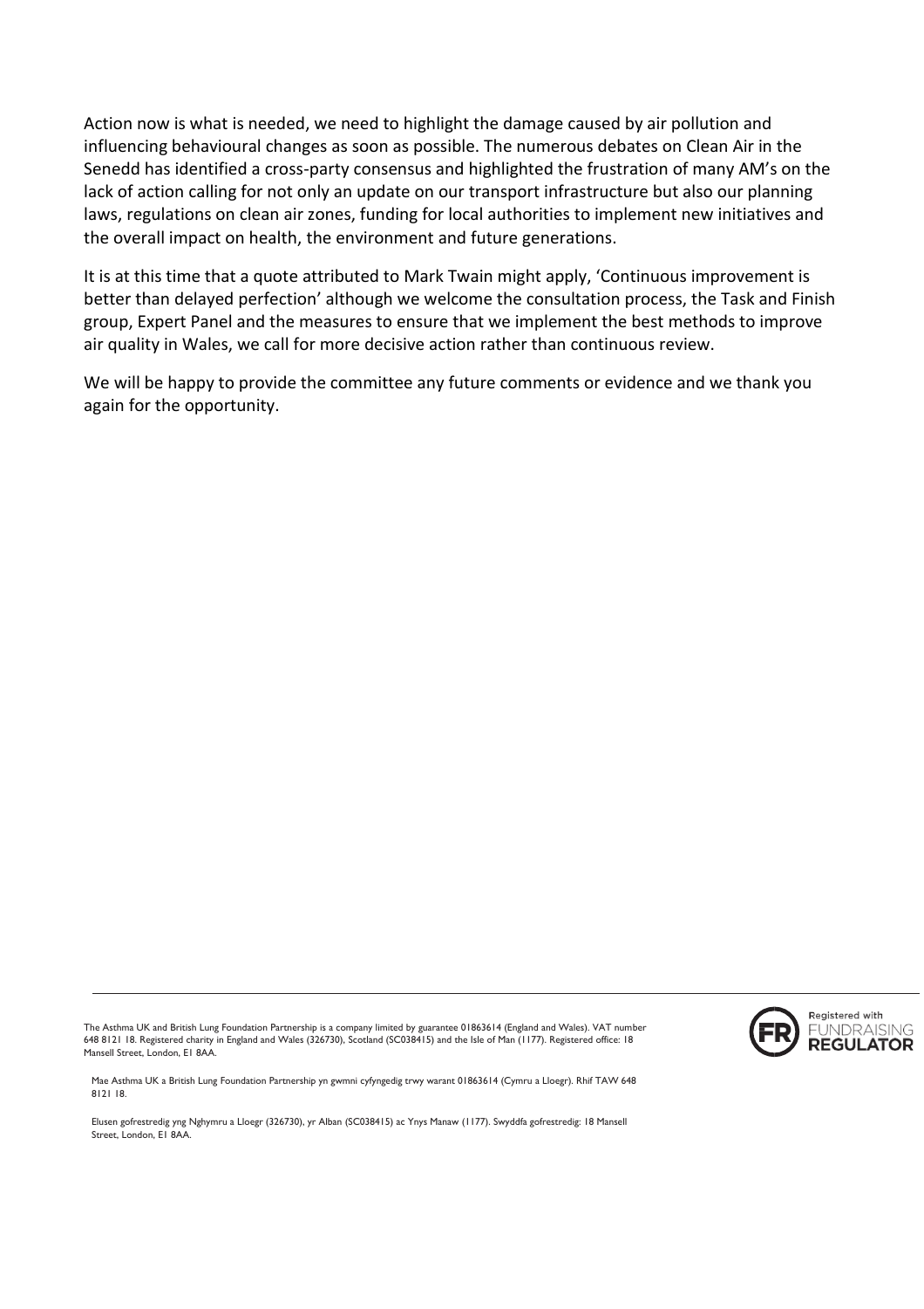Action now is what is needed, we need to highlight the damage caused by air pollution and influencing behavioural changes as soon as possible. The numerous debates on Clean Air in the Senedd has identified a cross-party consensus and highlighted the frustration of many AM's on the lack of action calling for not only an update on our transport infrastructure but also our planning laws, regulations on clean air zones, funding for local authorities to implement new initiatives and the overall impact on health, the environment and future generations.

It is at this time that a quote attributed to Mark Twain might apply, 'Continuous improvement is better than delayed perfection' although we welcome the consultation process, the Task and Finish group, Expert Panel and the measures to ensure that we implement the best methods to improve air quality in Wales, we call for more decisive action rather than continuous review.

We will be happy to provide the committee any future comments or evidence and we thank you again for the opportunity.

---

The Asthma UK and British Lung Foundation Partnership is a company limited by guarantee 01863614 (England and Wales). VAT number 648 8121 18. Registered charity in England and Wales (326730), Scotland (SC038415) and the Isle of Man (1177). Registered office: 18 Mansell Street, London, E1 8AA.

Mae Asthma UK a British Lung Foundation Partnership yn gwmni cyfyngedig trwy warant 01863614 (Cymru a Lloegr). Rhif TAW 648 8121 18.

Elusen gofrestredig yng Nghymru a Lloegr (326730), yr Alban (SC038415) ac Ynys Manaw (1177). Swyddfa gofrestredig: 18 Mansell Street, London, E1 8AA.

Registered with FUNDRAISING REGULATOR